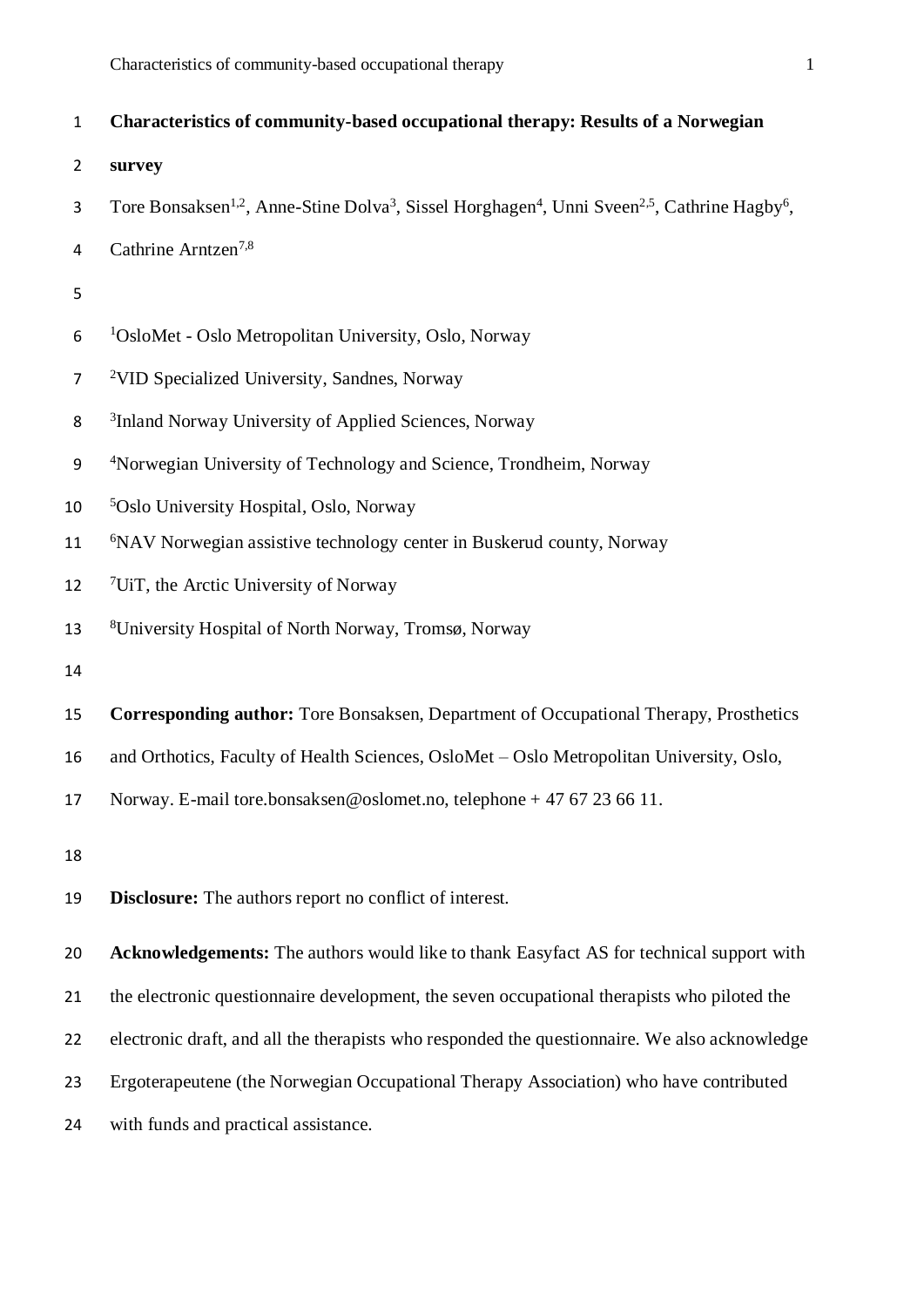# Characteristics of community-based occupational therapy: Results of a Norwegian survey

Tore Bonsaksen[1,2], Anne-Stine Dolva[3], Sissel Horghagen[4], Unni Sveen[2,5], Cathrine Hagby[6], Cathrine Arntzen[7,8]

[1]OsloMet - Oslo Metropolitan University, Oslo, Norway

[2]VID Specialized University, Sandnes, Norway

[3]Inland Norway University of Applied Sciences, Norway

[4]Norwegian University of Technology and Science, Trondheim, Norway

[5]Oslo University Hospital, Oslo, Norway

[6]NAV Norwegian assistive technology center in Buskerud county, Norway

[7]UiT, the Arctic University of Norway

[8]University Hospital of North Norway, Tromsø, Norway

**Corresponding author:** Tore Bonsaksen, Department of Occupational Therapy, Prosthetics and Orthotics, Faculty of Health Sciences, OsloMet – Oslo Metropolitan University, Oslo, Norway. E-mail tore.bonsaksen@oslomet.no, telephone + 47 67 23 66 11.

**Disclosure:** The authors report no conflict of interest.

**Acknowledgements:** The authors would like to thank Easyfact AS for technical support with the electronic questionnaire development, the seven occupational therapists who piloted the electronic draft, and all the therapists who responded the questionnaire. We also acknowledge Ergoterapeutene (the Norwegian Occupational Therapy Association) who have contributed with funds and practical assistance.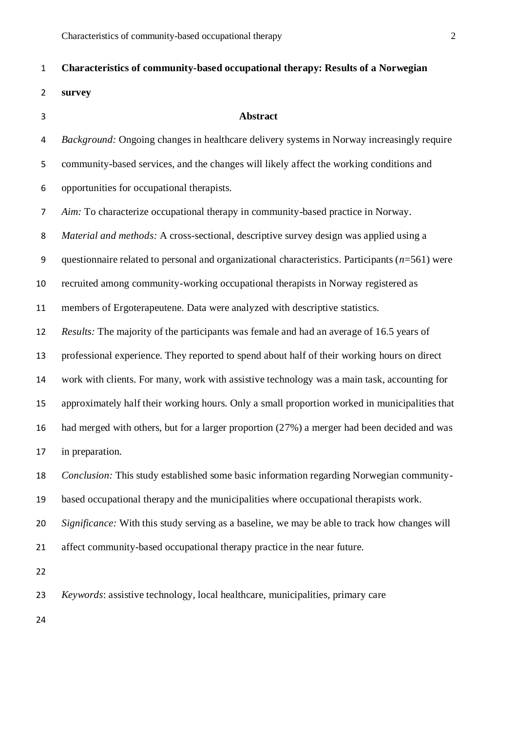# Characteristics of community-based occupational therapy: Results of a Norwegian survey

## Abstract

*Background:* Ongoing changes in healthcare delivery systems in Norway increasingly require community-based services, and the changes will likely affect the working conditions and opportunities for occupational therapists.

*Aim:* To characterize occupational therapy in community-based practice in Norway.

*Material and methods:* A cross-sectional, descriptive survey design was applied using a questionnaire related to personal and organizational characteristics. Participants ($n$=561) were recruited among community-working occupational therapists in Norway registered as members of Ergoterapeutene. Data were analyzed with descriptive statistics.

*Results:* The majority of the participants was female and had an average of 16.5 years of professional experience. They reported to spend about half of their working hours on direct work with clients. For many, work with assistive technology was a main task, accounting for approximately half their working hours. Only a small proportion worked in municipalities that had merged with others, but for a larger proportion (27%) a merger had been decided and was in preparation.

*Conclusion:* This study established some basic information regarding Norwegian community-based occupational therapy and the municipalities where occupational therapists work.

*Significance:* With this study serving as a baseline, we may be able to track how changes will affect community-based occupational therapy practice in the near future.

*Keywords*: assistive technology, local healthcare, municipalities, primary care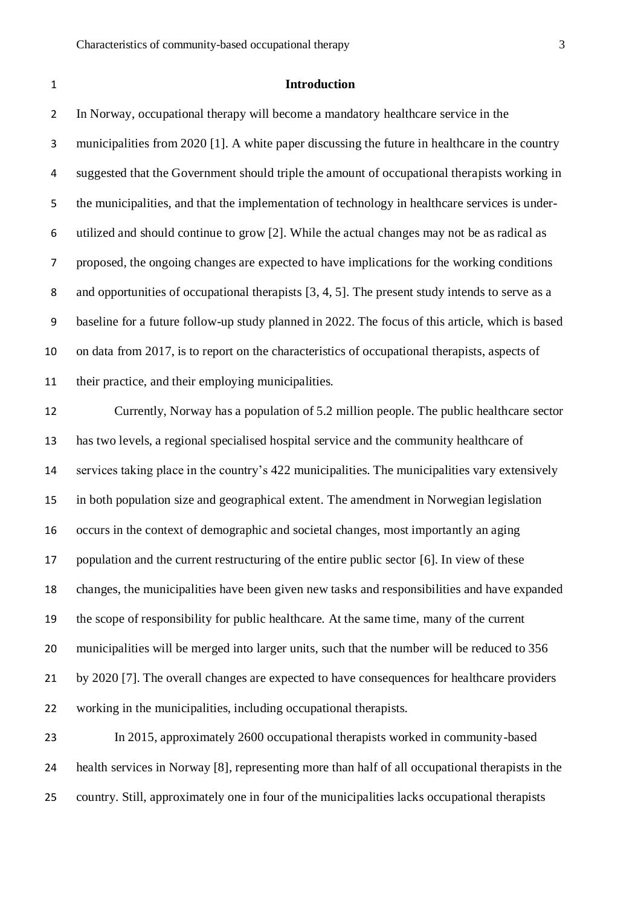## Introduction

In Norway, occupational therapy will become a mandatory healthcare service in the municipalities from 2020 [1]. A white paper discussing the future in healthcare in the country suggested that the Government should triple the amount of occupational therapists working in the municipalities, and that the implementation of technology in healthcare services is under-utilized and should continue to grow [2]. While the actual changes may not be as radical as proposed, the ongoing changes are expected to have implications for the working conditions and opportunities of occupational therapists [3, 4, 5]. The present study intends to serve as a baseline for a future follow-up study planned in 2022. The focus of this article, which is based on data from 2017, is to report on the characteristics of occupational therapists, aspects of their practice, and their employing municipalities.

Currently, Norway has a population of 5.2 million people. The public healthcare sector has two levels, a regional specialised hospital service and the community healthcare of services taking place in the country's 422 municipalities. The municipalities vary extensively in both population size and geographical extent. The amendment in Norwegian legislation occurs in the context of demographic and societal changes, most importantly an aging population and the current restructuring of the entire public sector [6]. In view of these changes, the municipalities have been given new tasks and responsibilities and have expanded the scope of responsibility for public healthcare. At the same time, many of the current municipalities will be merged into larger units, such that the number will be reduced to 356 by 2020 [7]. The overall changes are expected to have consequences for healthcare providers working in the municipalities, including occupational therapists.

In 2015, approximately 2600 occupational therapists worked in community-based health services in Norway [8], representing more than half of all occupational therapists in the country. Still, approximately one in four of the municipalities lacks occupational therapists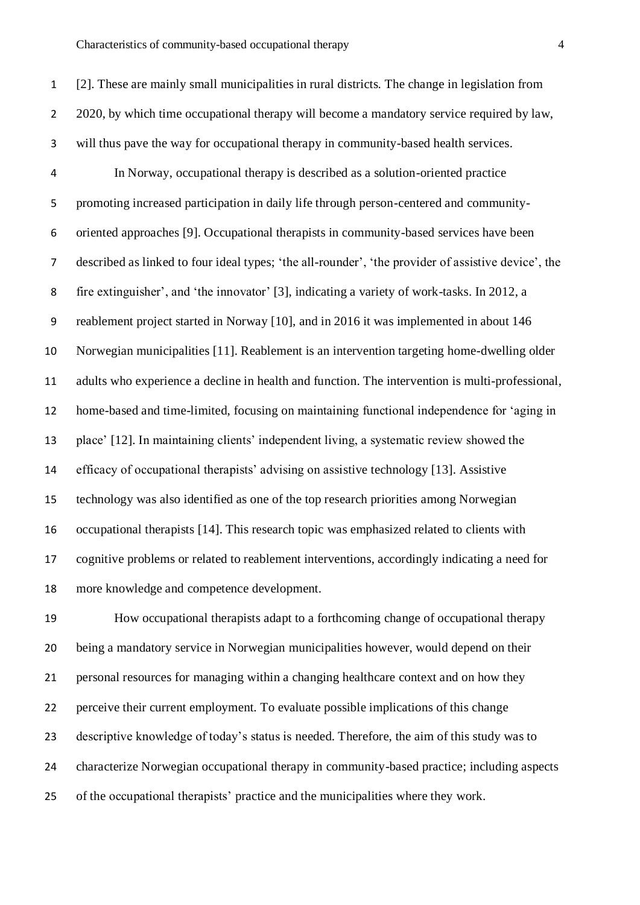[2]. These are mainly small municipalities in rural districts. The change in legislation from 2020, by which time occupational therapy will become a mandatory service required by law, will thus pave the way for occupational therapy in community-based health services.

In Norway, occupational therapy is described as a solution-oriented practice promoting increased participation in daily life through person-centered and community-oriented approaches [9]. Occupational therapists in community-based services have been described as linked to four ideal types; 'the all-rounder', 'the provider of assistive device', the fire extinguisher', and 'the innovator' [3], indicating a variety of work-tasks. In 2012, a reablement project started in Norway [10], and in 2016 it was implemented in about 146 Norwegian municipalities [11]. Reablement is an intervention targeting home-dwelling older adults who experience a decline in health and function. The intervention is multi-professional, home-based and time-limited, focusing on maintaining functional independence for 'aging in place' [12]. In maintaining clients' independent living, a systematic review showed the efficacy of occupational therapists' advising on assistive technology [13]. Assistive technology was also identified as one of the top research priorities among Norwegian occupational therapists [14]. This research topic was emphasized related to clients with cognitive problems or related to reablement interventions, accordingly indicating a need for more knowledge and competence development.

How occupational therapists adapt to a forthcoming change of occupational therapy being a mandatory service in Norwegian municipalities however, would depend on their personal resources for managing within a changing healthcare context and on how they perceive their current employment. To evaluate possible implications of this change descriptive knowledge of today's status is needed. Therefore, the aim of this study was to characterize Norwegian occupational therapy in community-based practice; including aspects of the occupational therapists' practice and the municipalities where they work.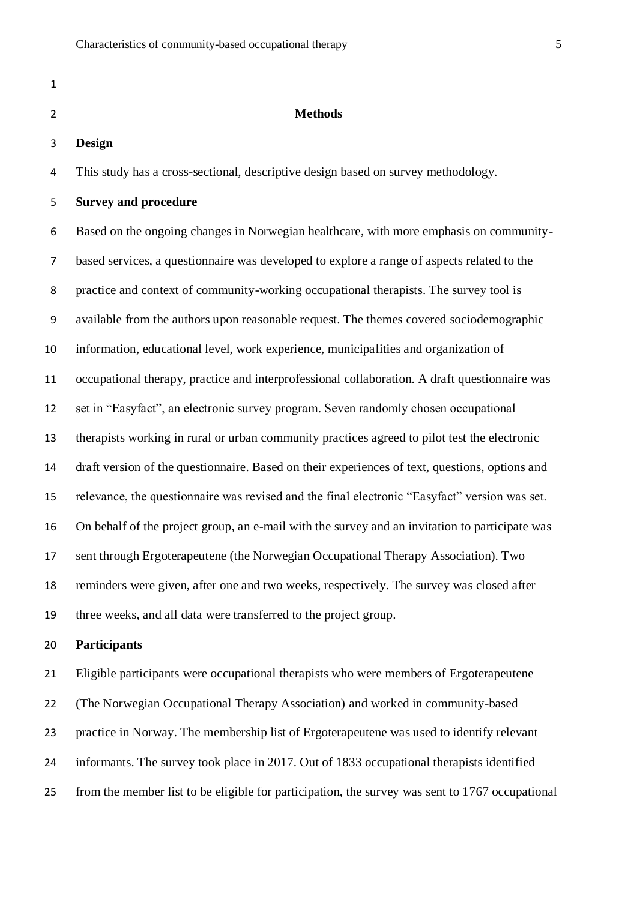## Methods

### Design

This study has a cross-sectional, descriptive design based on survey methodology.

### Survey and procedure

Based on the ongoing changes in Norwegian healthcare, with more emphasis on community-based services, a questionnaire was developed to explore a range of aspects related to the practice and context of community-working occupational therapists. The survey tool is available from the authors upon reasonable request. The themes covered sociodemographic information, educational level, work experience, municipalities and organization of occupational therapy, practice and interprofessional collaboration. A draft questionnaire was set in "Easyfact", an electronic survey program. Seven randomly chosen occupational therapists working in rural or urban community practices agreed to pilot test the electronic draft version of the questionnaire. Based on their experiences of text, questions, options and relevance, the questionnaire was revised and the final electronic "Easyfact" version was set. On behalf of the project group, an e-mail with the survey and an invitation to participate was sent through Ergoterapeutene (the Norwegian Occupational Therapy Association). Two reminders were given, after one and two weeks, respectively. The survey was closed after three weeks, and all data were transferred to the project group.

### Participants

Eligible participants were occupational therapists who were members of Ergoterapeutene (The Norwegian Occupational Therapy Association) and worked in community-based practice in Norway. The membership list of Ergoterapeutene was used to identify relevant informants. The survey took place in 2017. Out of 1833 occupational therapists identified from the member list to be eligible for participation, the survey was sent to 1767 occupational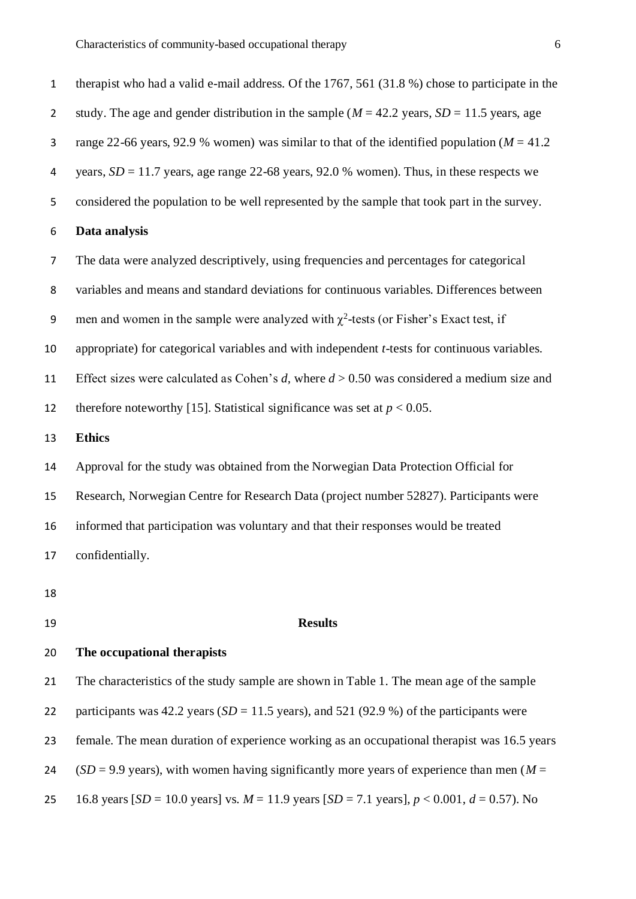therapist who had a valid e-mail address. Of the 1767, 561 (31.8 %) chose to participate in the study. The age and gender distribution in the sample ($M$ = 42.2 years, $SD$ = 11.5 years, age range 22-66 years, 92.9 % women) was similar to that of the identified population ($M$ = 41.2 years, $SD$ = 11.7 years, age range 22-68 years, 92.0 % women). Thus, in these respects we considered the population to be well represented by the sample that took part in the survey.

**Data analysis**

The data were analyzed descriptively, using frequencies and percentages for categorical variables and means and standard deviations for continuous variables. Differences between men and women in the sample were analyzed with $\chi^2$-tests (or Fisher's Exact test, if appropriate) for categorical variables and with independent $t$-tests for continuous variables. Effect sizes were calculated as Cohen's $d$, where $d > 0.50$ was considered a medium size and therefore noteworthy [15]. Statistical significance was set at $p < 0.05$.

**Ethics**

Approval for the study was obtained from the Norwegian Data Protection Official for Research, Norwegian Centre for Research Data (project number 52827). Participants were informed that participation was voluntary and that their responses would be treated confidentially.

## Results

**The occupational therapists**

The characteristics of the study sample are shown in Table 1. The mean age of the sample participants was 42.2 years ($SD$ = 11.5 years), and 521 (92.9 %) of the participants were female. The mean duration of experience working as an occupational therapist was 16.5 years ($SD$ = 9.9 years), with women having significantly more years of experience than men ($M$ = 16.8 years [$SD$ = 10.0 years] vs. $M$ = 11.9 years [$SD$ = 7.1 years], $p < 0.001$, $d$ = 0.57). No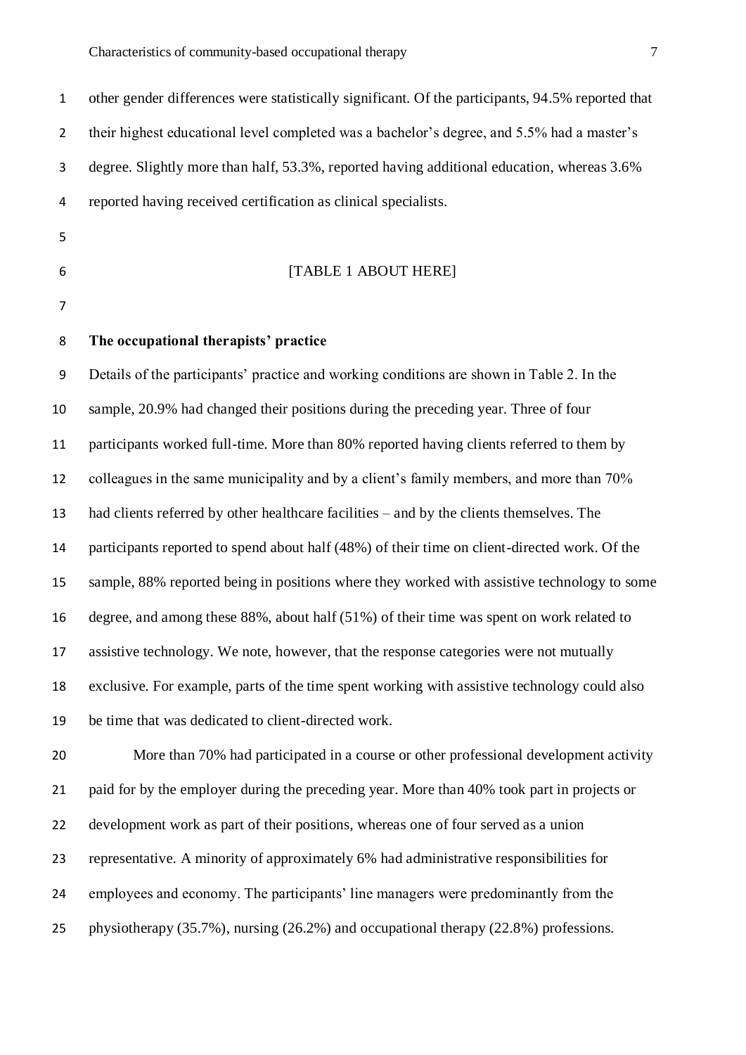other gender differences were statistically significant. Of the participants, 94.5% reported that their highest educational level completed was a bachelor's degree, and 5.5% had a master's degree. Slightly more than half, 53.3%, reported having additional education, whereas 3.6% reported having received certification as clinical specialists.

[TABLE 1 ABOUT HERE]

**The occupational therapists' practice**

Details of the participants' practice and working conditions are shown in Table 2. In the sample, 20.9% had changed their positions during the preceding year. Three of four participants worked full-time. More than 80% reported having clients referred to them by colleagues in the same municipality and by a client's family members, and more than 70% had clients referred by other healthcare facilities – and by the clients themselves. The participants reported to spend about half (48%) of their time on client-directed work. Of the sample, 88% reported being in positions where they worked with assistive technology to some degree, and among these 88%, about half (51%) of their time was spent on work related to assistive technology. We note, however, that the response categories were not mutually exclusive. For example, parts of the time spent working with assistive technology could also be time that was dedicated to client-directed work.

More than 70% had participated in a course or other professional development activity paid for by the employer during the preceding year. More than 40% took part in projects or development work as part of their positions, whereas one of four served as a union representative. A minority of approximately 6% had administrative responsibilities for employees and economy. The participants' line managers were predominantly from the physiotherapy (35.7%), nursing (26.2%) and occupational therapy (22.8%) professions.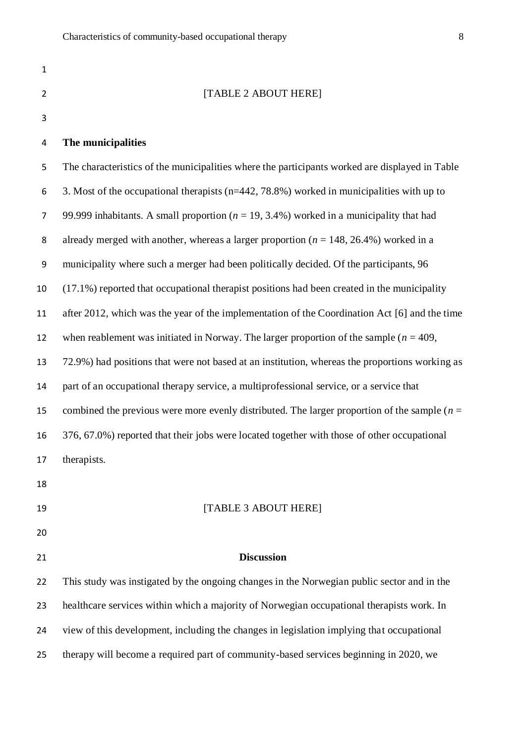[TABLE 2 ABOUT HERE]

**The municipalities**

The characteristics of the municipalities where the participants worked are displayed in Table 3. Most of the occupational therapists (n=442, 78.8%) worked in municipalities with up to 99.999 inhabitants. A small proportion (*n* = 19, 3.4%) worked in a municipality that had already merged with another, whereas a larger proportion (*n* = 148, 26.4%) worked in a municipality where such a merger had been politically decided. Of the participants, 96 (17.1%) reported that occupational therapist positions had been created in the municipality after 2012, which was the year of the implementation of the Coordination Act [6] and the time when reablement was initiated in Norway. The larger proportion of the sample (*n* = 409, 72.9%) had positions that were not based at an institution, whereas the proportions working as part of an occupational therapy service, a multiprofessional service, or a service that combined the previous were more evenly distributed. The larger proportion of the sample (*n* = 376, 67.0%) reported that their jobs were located together with those of other occupational therapists.

[TABLE 3 ABOUT HERE]

## Discussion

This study was instigated by the ongoing changes in the Norwegian public sector and in the healthcare services within which a majority of Norwegian occupational therapists work. In view of this development, including the changes in legislation implying that occupational therapy will become a required part of community-based services beginning in 2020, we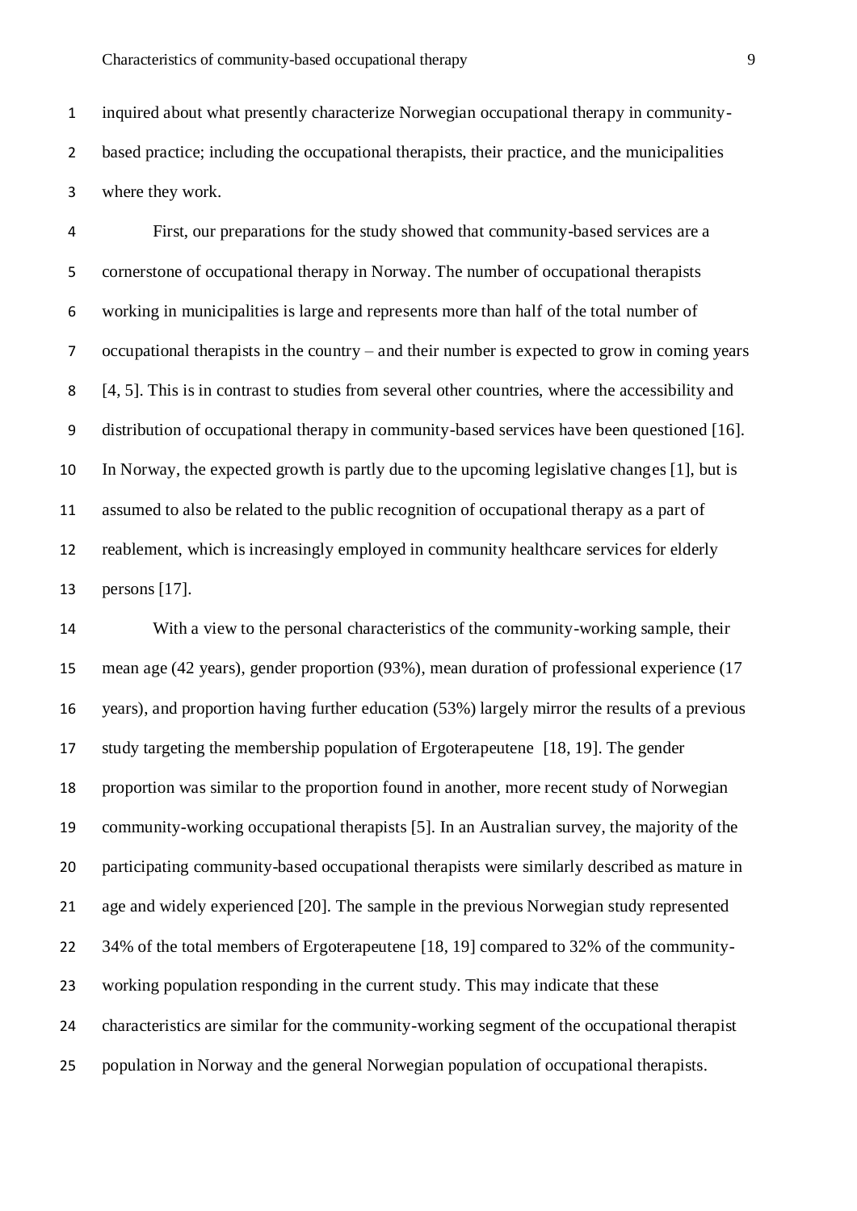inquired about what presently characterize Norwegian occupational therapy in community-based practice; including the occupational therapists, their practice, and the municipalities where they work.

First, our preparations for the study showed that community-based services are a cornerstone of occupational therapy in Norway. The number of occupational therapists working in municipalities is large and represents more than half of the total number of occupational therapists in the country – and their number is expected to grow in coming years [4, 5]. This is in contrast to studies from several other countries, where the accessibility and distribution of occupational therapy in community-based services have been questioned [16]. In Norway, the expected growth is partly due to the upcoming legislative changes [1], but is assumed to also be related to the public recognition of occupational therapy as a part of reablement, which is increasingly employed in community healthcare services for elderly persons [17].

With a view to the personal characteristics of the community-working sample, their mean age (42 years), gender proportion (93%), mean duration of professional experience (17 years), and proportion having further education (53%) largely mirror the results of a previous study targeting the membership population of Ergoterapeutene [18, 19]. The gender proportion was similar to the proportion found in another, more recent study of Norwegian community-working occupational therapists [5]. In an Australian survey, the majority of the participating community-based occupational therapists were similarly described as mature in age and widely experienced [20]. The sample in the previous Norwegian study represented 34% of the total members of Ergoterapeutene [18, 19] compared to 32% of the community-working population responding in the current study. This may indicate that these characteristics are similar for the community-working segment of the occupational therapist population in Norway and the general Norwegian population of occupational therapists.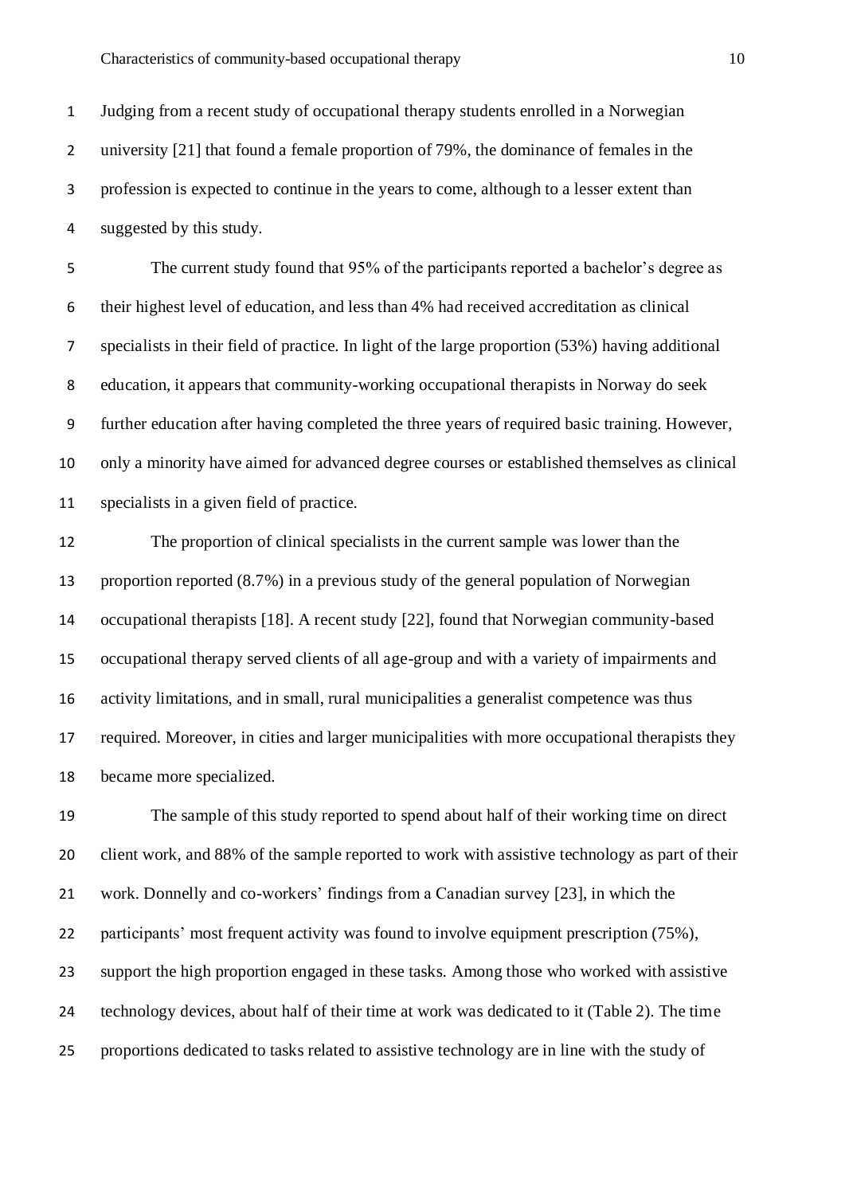Judging from a recent study of occupational therapy students enrolled in a Norwegian university [21] that found a female proportion of 79%, the dominance of females in the profession is expected to continue in the years to come, although to a lesser extent than suggested by this study.

The current study found that 95% of the participants reported a bachelor's degree as their highest level of education, and less than 4% had received accreditation as clinical specialists in their field of practice. In light of the large proportion (53%) having additional education, it appears that community-working occupational therapists in Norway do seek further education after having completed the three years of required basic training. However, only a minority have aimed for advanced degree courses or established themselves as clinical specialists in a given field of practice.

The proportion of clinical specialists in the current sample was lower than the proportion reported (8.7%) in a previous study of the general population of Norwegian occupational therapists [18]. A recent study [22], found that Norwegian community-based occupational therapy served clients of all age-group and with a variety of impairments and activity limitations, and in small, rural municipalities a generalist competence was thus required. Moreover, in cities and larger municipalities with more occupational therapists they became more specialized.

The sample of this study reported to spend about half of their working time on direct client work, and 88% of the sample reported to work with assistive technology as part of their work. Donnelly and co-workers' findings from a Canadian survey [23], in which the participants' most frequent activity was found to involve equipment prescription (75%), support the high proportion engaged in these tasks. Among those who worked with assistive technology devices, about half of their time at work was dedicated to it (Table 2). The time proportions dedicated to tasks related to assistive technology are in line with the study of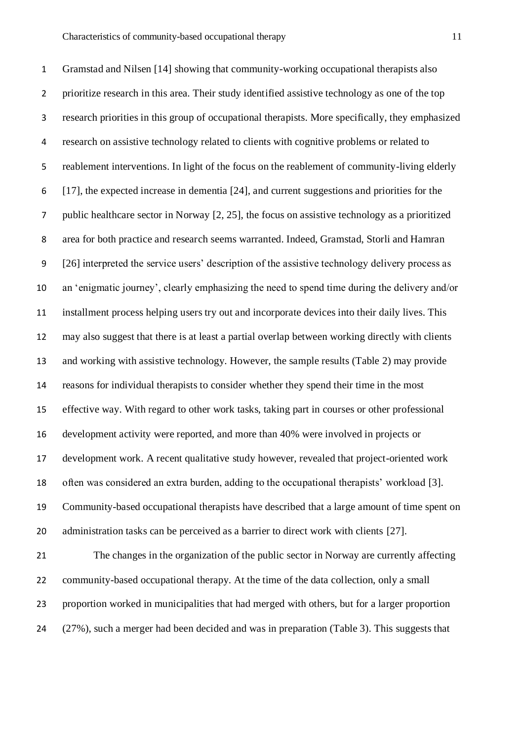Gramstad and Nilsen [14] showing that community-working occupational therapists also prioritize research in this area. Their study identified assistive technology as one of the top research priorities in this group of occupational therapists. More specifically, they emphasized research on assistive technology related to clients with cognitive problems or related to reablement interventions. In light of the focus on the reablement of community-living elderly [17], the expected increase in dementia [24], and current suggestions and priorities for the public healthcare sector in Norway [2, 25], the focus on assistive technology as a prioritized area for both practice and research seems warranted. Indeed, Gramstad, Storli and Hamran [26] interpreted the service users' description of the assistive technology delivery process as an 'enigmatic journey', clearly emphasizing the need to spend time during the delivery and/or installment process helping users try out and incorporate devices into their daily lives. This may also suggest that there is at least a partial overlap between working directly with clients and working with assistive technology. However, the sample results (Table 2) may provide reasons for individual therapists to consider whether they spend their time in the most effective way. With regard to other work tasks, taking part in courses or other professional development activity were reported, and more than 40% were involved in projects or development work. A recent qualitative study however, revealed that project-oriented work often was considered an extra burden, adding to the occupational therapists' workload [3]. Community-based occupational therapists have described that a large amount of time spent on administration tasks can be perceived as a barrier to direct work with clients [27].

The changes in the organization of the public sector in Norway are currently affecting community-based occupational therapy. At the time of the data collection, only a small proportion worked in municipalities that had merged with others, but for a larger proportion (27%), such a merger had been decided and was in preparation (Table 3). This suggests that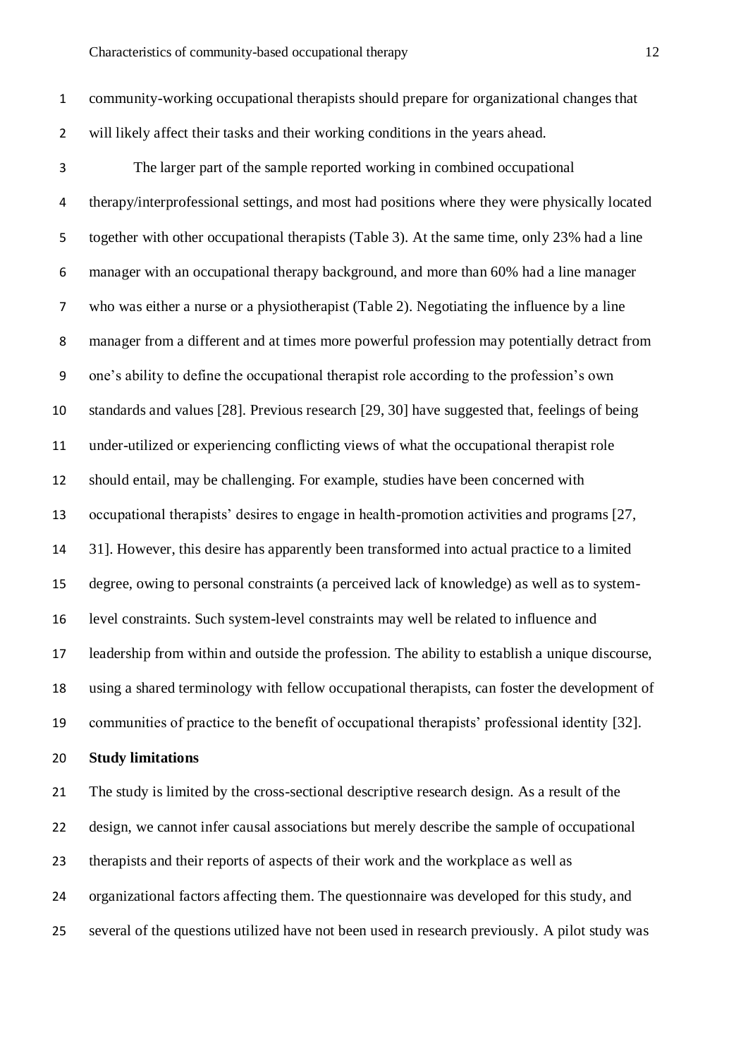community-working occupational therapists should prepare for organizational changes that will likely affect their tasks and their working conditions in the years ahead.

The larger part of the sample reported working in combined occupational therapy/interprofessional settings, and most had positions where they were physically located together with other occupational therapists (Table 3). At the same time, only 23% had a line manager with an occupational therapy background, and more than 60% had a line manager who was either a nurse or a physiotherapist (Table 2). Negotiating the influence by a line manager from a different and at times more powerful profession may potentially detract from one's ability to define the occupational therapist role according to the profession's own standards and values [28]. Previous research [29, 30] have suggested that, feelings of being under-utilized or experiencing conflicting views of what the occupational therapist role should entail, may be challenging. For example, studies have been concerned with occupational therapists' desires to engage in health-promotion activities and programs [27, 31]. However, this desire has apparently been transformed into actual practice to a limited degree, owing to personal constraints (a perceived lack of knowledge) as well as to system-level constraints. Such system-level constraints may well be related to influence and leadership from within and outside the profession. The ability to establish a unique discourse, using a shared terminology with fellow occupational therapists, can foster the development of communities of practice to the benefit of occupational therapists' professional identity [32].

**Study limitations**

The study is limited by the cross-sectional descriptive research design. As a result of the design, we cannot infer causal associations but merely describe the sample of occupational therapists and their reports of aspects of their work and the workplace as well as organizational factors affecting them. The questionnaire was developed for this study, and several of the questions utilized have not been used in research previously. A pilot study was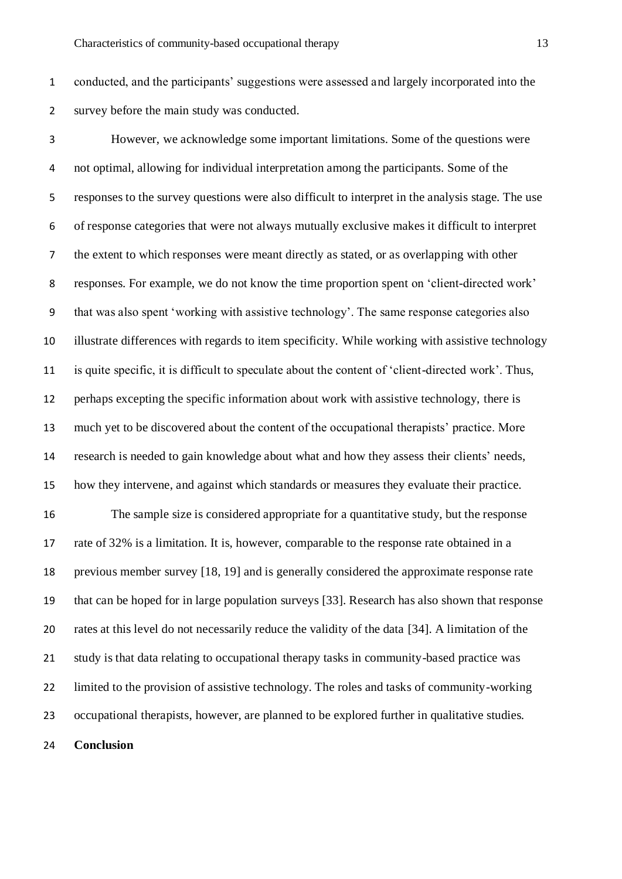conducted, and the participants' suggestions were assessed and largely incorporated into the survey before the main study was conducted.

However, we acknowledge some important limitations. Some of the questions were not optimal, allowing for individual interpretation among the participants. Some of the responses to the survey questions were also difficult to interpret in the analysis stage. The use of response categories that were not always mutually exclusive makes it difficult to interpret the extent to which responses were meant directly as stated, or as overlapping with other responses. For example, we do not know the time proportion spent on 'client-directed work' that was also spent 'working with assistive technology'. The same response categories also illustrate differences with regards to item specificity. While working with assistive technology is quite specific, it is difficult to speculate about the content of 'client-directed work'. Thus, perhaps excepting the specific information about work with assistive technology, there is much yet to be discovered about the content of the occupational therapists' practice. More research is needed to gain knowledge about what and how they assess their clients' needs, how they intervene, and against which standards or measures they evaluate their practice.

The sample size is considered appropriate for a quantitative study, but the response rate of 32% is a limitation. It is, however, comparable to the response rate obtained in a previous member survey [18, 19] and is generally considered the approximate response rate that can be hoped for in large population surveys [33]. Research has also shown that response rates at this level do not necessarily reduce the validity of the data [34]. A limitation of the study is that data relating to occupational therapy tasks in community-based practice was limited to the provision of assistive technology. The roles and tasks of community-working occupational therapists, however, are planned to be explored further in qualitative studies.

## Conclusion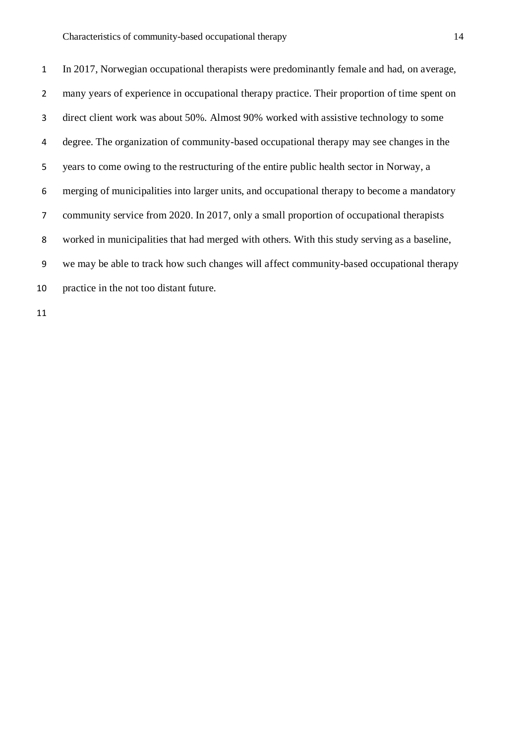In 2017, Norwegian occupational therapists were predominantly female and had, on average, many years of experience in occupational therapy practice. Their proportion of time spent on direct client work was about 50%. Almost 90% worked with assistive technology to some degree. The organization of community-based occupational therapy may see changes in the years to come owing to the restructuring of the entire public health sector in Norway, a merging of municipalities into larger units, and occupational therapy to become a mandatory community service from 2020. In 2017, only a small proportion of occupational therapists worked in municipalities that had merged with others. With this study serving as a baseline, we may be able to track how such changes will affect community-based occupational therapy practice in the not too distant future.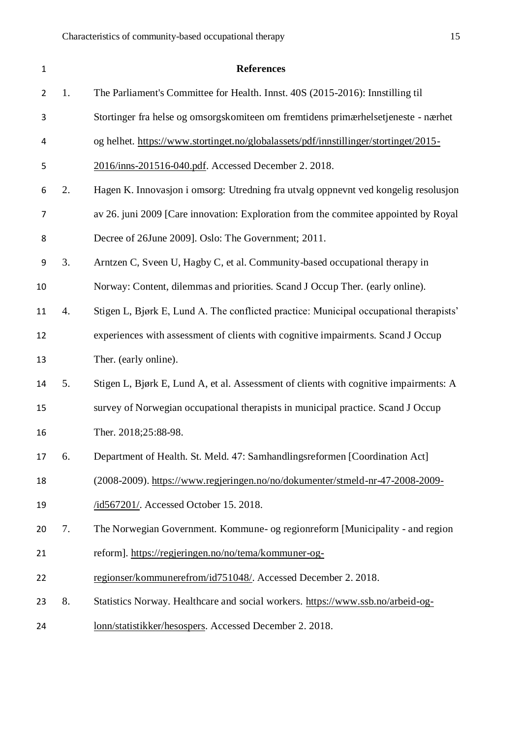## References

1. The Parliament's Committee for Health. Innst. 40S (2015-2016): Innstilling til Stortinger fra helse og omsorgskomiteen om fremtidens primærhelsetjeneste - nærhet og helhet. https://www.stortinget.no/globalassets/pdf/innstillinger/stortinget/2015-2016/inns-201516-040.pdf. Accessed December 2. 2018.
2. Hagen K. Innovasjon i omsorg: Utredning fra utvalg oppnevnt ved kongelig resolusjon av 26. juni 2009 [Care innovation: Exploration from the commitee appointed by Royal Decree of 26June 2009]. Oslo: The Government; 2011.
3. Arntzen C, Sveen U, Hagby C, et al. Community-based occupational therapy in Norway: Content, dilemmas and priorities. Scand J Occup Ther. (early online).
4. Stigen L, Bjørk E, Lund A. The conflicted practice: Municipal occupational therapists' experiences with assessment of clients with cognitive impairments. Scand J Occup Ther. (early online).
5. Stigen L, Bjørk E, Lund A, et al. Assessment of clients with cognitive impairments: A survey of Norwegian occupational therapists in municipal practice. Scand J Occup Ther. 2018;25:88-98.
6. Department of Health. St. Meld. 47: Samhandlingsreformen [Coordination Act] (2008-2009). https://www.regjeringen.no/no/dokumenter/stmeld-nr-47-2008-2009-/id567201/. Accessed October 15. 2018.
7. The Norwegian Government. Kommune- og regionreform [Municipality - and region reform]. https://regjeringen.no/no/tema/kommuner-og-regionser/kommunerefrom/id751048/. Accessed December 2. 2018.
8. Statistics Norway. Healthcare and social workers. https://www.ssb.no/arbeid-og-lonn/statistikker/hesospers. Accessed December 2. 2018.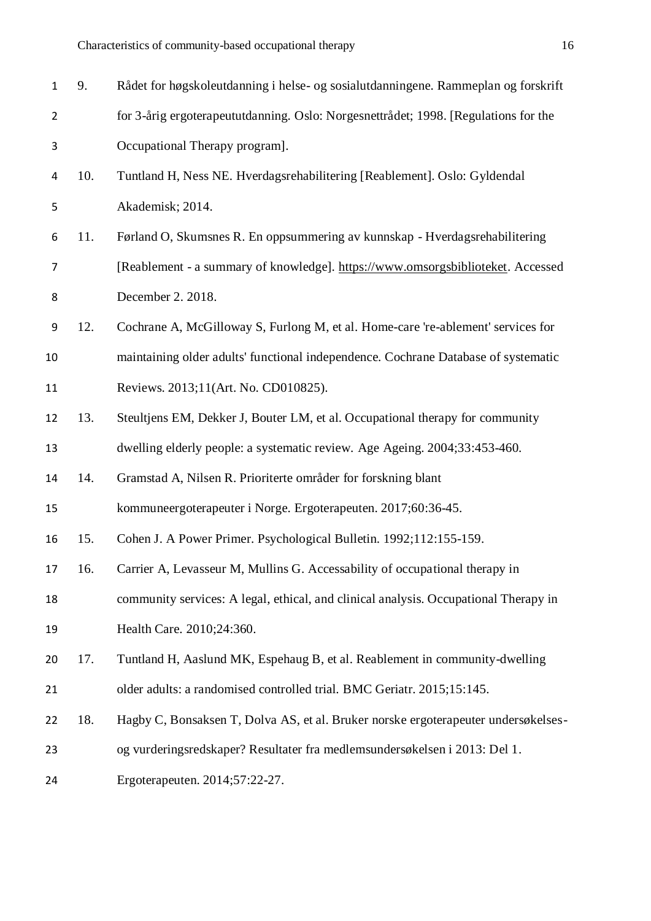9. Rådet for høgskoleutdanning i helse- og sosialutdanningene. Rammeplan og forskrift for 3-årig ergoterapeututdanning. Oslo: Norgesnettrådet; 1998. [Regulations for the Occupational Therapy program].
10. Tuntland H, Ness NE. Hverdagsrehabilitering [Reablement]. Oslo: Gyldendal Akademisk; 2014.
11. Førland O, Skumsnes R. En oppsummering av kunnskap - Hverdagsrehabilitering [Reablement - a summary of knowledge]. https://www.omsorgsbiblioteket. Accessed December 2. 2018.
12. Cochrane A, McGilloway S, Furlong M, et al. Home-care 're-ablement' services for maintaining older adults' functional independence. Cochrane Database of systematic Reviews. 2013;11(Art. No. CD010825).
13. Steultjens EM, Dekker J, Bouter LM, et al. Occupational therapy for community dwelling elderly people: a systematic review. Age Ageing. 2004;33:453-460.
14. Gramstad A, Nilsen R. Prioriterte områder for forskning blant kommuneergoterapeuter i Norge. Ergoterapeuten. 2017;60:36-45.
15. Cohen J. A Power Primer. Psychological Bulletin. 1992;112:155-159.
16. Carrier A, Levasseur M, Mullins G. Accessability of occupational therapy in community services: A legal, ethical, and clinical analysis. Occupational Therapy in Health Care. 2010;24:360.
17. Tuntland H, Aaslund MK, Espehaug B, et al. Reablement in community-dwelling older adults: a randomised controlled trial. BMC Geriatr. 2015;15:145.
18. Hagby C, Bonsaksen T, Dolva AS, et al. Bruker norske ergoterapeuter undersøkelses- og vurderingsredskaper? Resultater fra medlemsundersøkelsen i 2013: Del 1. Ergoterapeuten. 2014;57:22-27.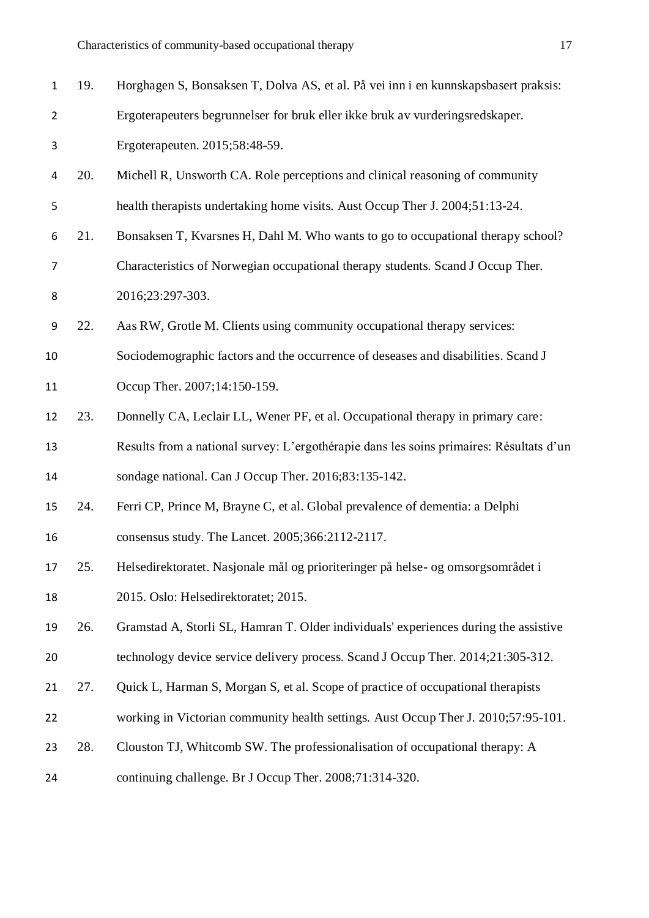19. Horghagen S, Bonsaksen T, Dolva AS, et al. På vei inn i en kunnskapsbasert praksis: Ergoterapeuters begrunnelser for bruk eller ikke bruk av vurderingsredskaper. Ergoterapeuten. 2015;58:48-59.
20. Michell R, Unsworth CA. Role perceptions and clinical reasoning of community health therapists undertaking home visits. Aust Occup Ther J. 2004;51:13-24.
21. Bonsaksen T, Kvarsnes H, Dahl M. Who wants to go to occupational therapy school? Characteristics of Norwegian occupational therapy students. Scand J Occup Ther. 2016;23:297-303.
22. Aas RW, Grotle M. Clients using community occupational therapy services: Sociodemographic factors and the occurrence of deseases and disabilities. Scand J Occup Ther. 2007;14:150-159.
23. Donnelly CA, Leclair LL, Wener PF, et al. Occupational therapy in primary care: Results from a national survey: L'ergothérapie dans les soins primaires: Résultats d'un sondage national. Can J Occup Ther. 2016;83:135-142.
24. Ferri CP, Prince M, Brayne C, et al. Global prevalence of dementia: a Delphi consensus study. The Lancet. 2005;366:2112-2117.
25. Helsedirektoratet. Nasjonale mål og prioriteringer på helse- og omsorgsområdet i 2015. Oslo: Helsedirektoratet; 2015.
26. Gramstad A, Storli SL, Hamran T. Older individuals' experiences during the assistive technology device service delivery process. Scand J Occup Ther. 2014;21:305-312.
27. Quick L, Harman S, Morgan S, et al. Scope of practice of occupational therapists working in Victorian community health settings. Aust Occup Ther J. 2010;57:95-101.
28. Clouston TJ, Whitcomb SW. The professionalisation of occupational therapy: A continuing challenge. Br J Occup Ther. 2008;71:314-320.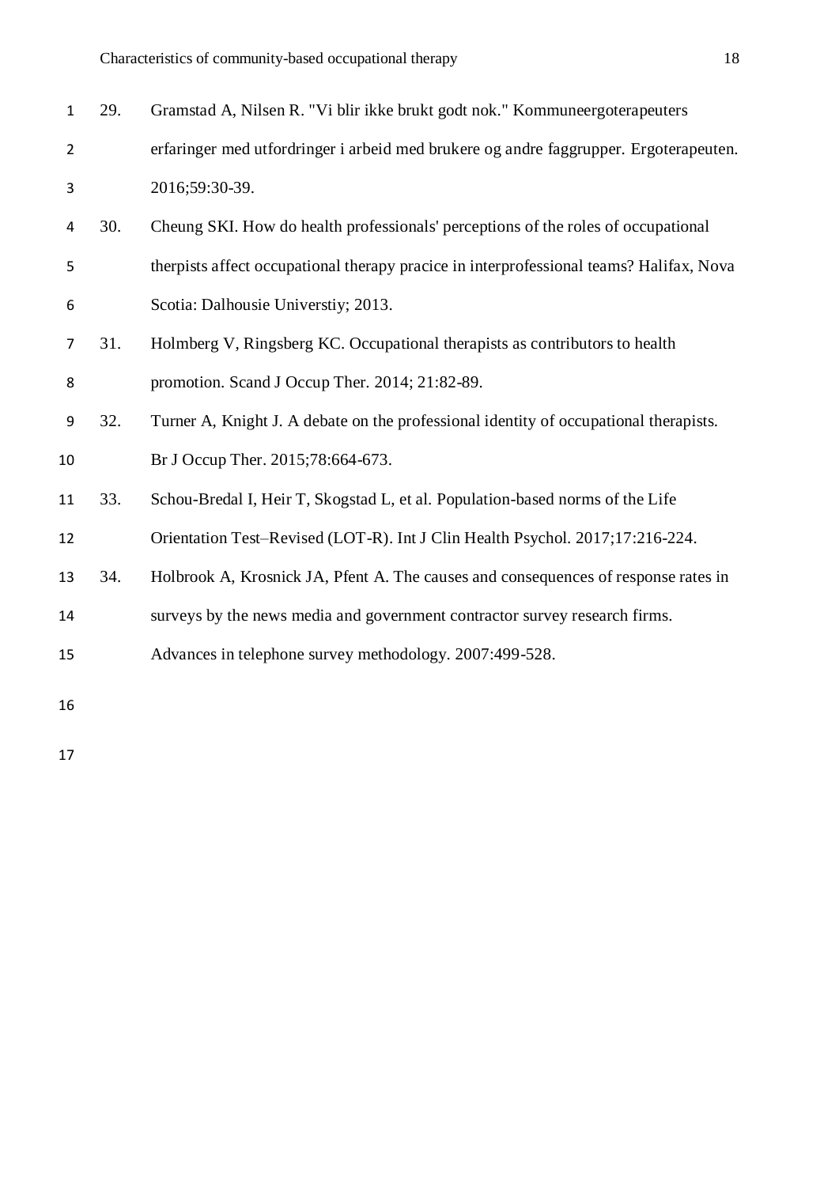29. Gramstad A, Nilsen R. "Vi blir ikke brukt godt nok." Kommuneergoterapeuters erfaringer med utfordringer i arbeid med brukere og andre faggrupper. Ergoterapeuten. 2016;59:30-39.
30. Cheung SKI. How do health professionals' perceptions of the roles of occupational therpists affect occupational therapy pracice in interprofessional teams? Halifax, Nova Scotia: Dalhousie Universtiy; 2013.
31. Holmberg V, Ringsberg KC. Occupational therapists as contributors to health promotion. Scand J Occup Ther. 2014; 21:82-89.
32. Turner A, Knight J. A debate on the professional identity of occupational therapists. Br J Occup Ther. 2015;78:664-673.
33. Schou-Bredal I, Heir T, Skogstad L, et al. Population-based norms of the Life Orientation Test–Revised (LOT-R). Int J Clin Health Psychol. 2017;17:216-224.
34. Holbrook A, Krosnick JA, Pfent A. The causes and consequences of response rates in surveys by the news media and government contractor survey research firms. Advances in telephone survey methodology. 2007:499-528.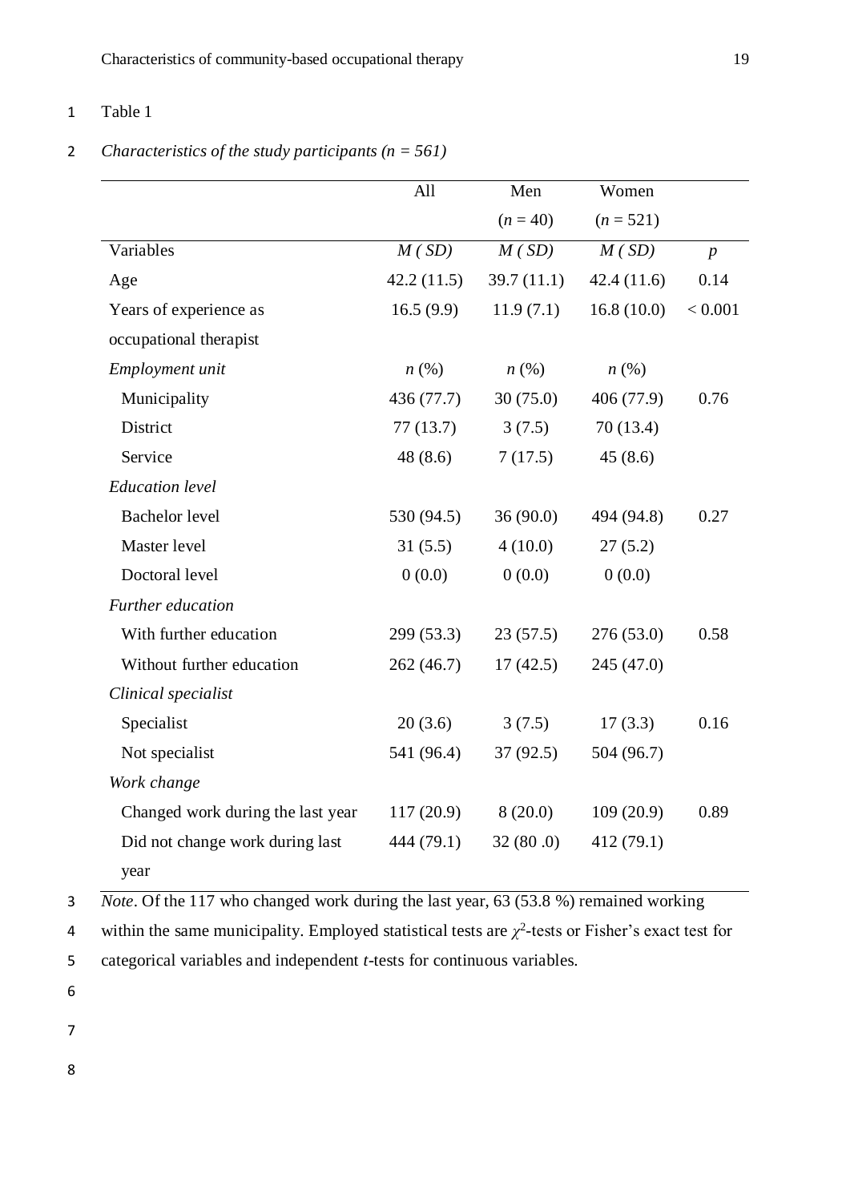Table 1

*Characteristics of the study participants (n = 561)*

| | All | Men ($n$ = 40) | Women ($n$ = 521) | |
|---|---|---|---|---|
| Variables | *M* ( *SD*) | *M* ( *SD*) | *M* ( *SD*) | *p* |
| Age | 42.2 (11.5) | 39.7 (11.1) | 42.4 (11.6) | 0.14 |
| Years of experience as occupational therapist | 16.5 (9.9) | 11.9 (7.1) | 16.8 (10.0) | < 0.001 |
| *Employment unit* | *n* (%) | *n* (%) | *n* (%) | |
| Municipality | 436 (77.7) | 30 (75.0) | 406 (77.9) | 0.76 |
| District | 77 (13.7) | 3 (7.5) | 70 (13.4) | |
| Service | 48 (8.6) | 7 (17.5) | 45 (8.6) | |
| *Education level* | | | | |
| Bachelor level | 530 (94.5) | 36 (90.0) | 494 (94.8) | 0.27 |
| Master level | 31 (5.5) | 4 (10.0) | 27 (5.2) | |
| Doctoral level | 0 (0.0) | 0 (0.0) | 0 (0.0) | |
| *Further education* | | | | |
| With further education | 299 (53.3) | 23 (57.5) | 276 (53.0) | 0.58 |
| Without further education | 262 (46.7) | 17 (42.5) | 245 (47.0) | |
| *Clinical specialist* | | | | |
| Specialist | 20 (3.6) | 3 (7.5) | 17 (3.3) | 0.16 |
| Not specialist | 541 (96.4) | 37 (92.5) | 504 (96.7) | |
| *Work change* | | | | |
| Changed work during the last year | 117 (20.9) | 8 (20.0) | 109 (20.9) | 0.89 |
| Did not change work during last year | 444 (79.1) | 32 (80 .0) | 412 (79.1) | |

*Note*. Of the 117 who changed work during the last year, 63 (53.8 %) remained working within the same municipality. Employed statistical tests are $\chi^2$-tests or Fisher's exact test for categorical variables and independent *t*-tests for continuous variables.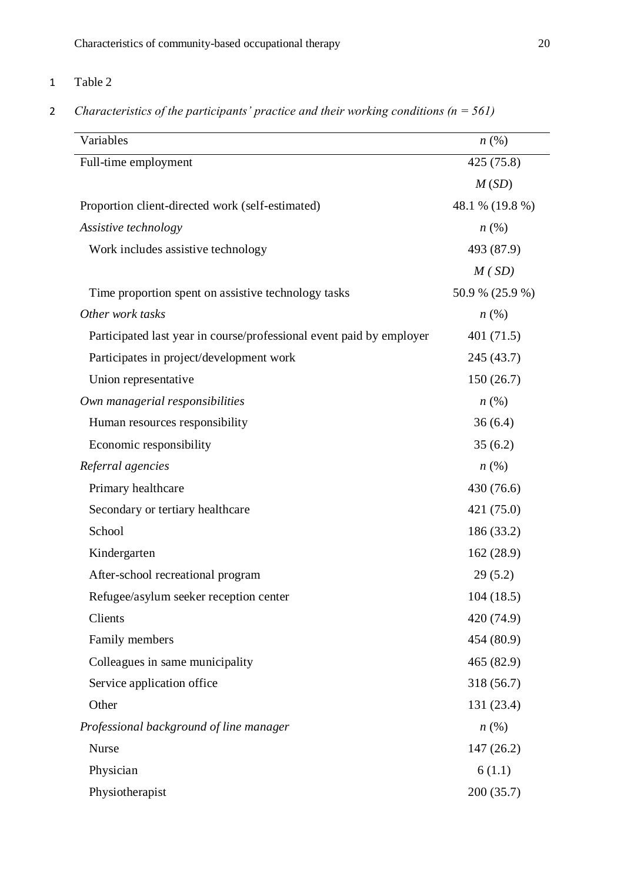Table 2

*Characteristics of the participants' practice and their working conditions (n = 561)*

| Variables | *n* (%) |
|---|---|
| Full-time employment | 425 (75.8) |
| | *M* (*SD*) |
| Proportion client-directed work (self-estimated) | 48.1 % (19.8 %) |
| *Assistive technology* | *n* (%) |
| Work includes assistive technology | 493 (87.9) |
| | *M* ( *SD*) |
| Time proportion spent on assistive technology tasks | 50.9 % (25.9 %) |
| *Other work tasks* | *n* (%) |
| Participated last year in course/professional event paid by employer | 401 (71.5) |
| Participates in project/development work | 245 (43.7) |
| Union representative | 150 (26.7) |
| *Own managerial responsibilities* | *n* (%) |
| Human resources responsibility | 36 (6.4) |
| Economic responsibility | 35 (6.2) |
| *Referral agencies* | *n* (%) |
| Primary healthcare | 430 (76.6) |
| Secondary or tertiary healthcare | 421 (75.0) |
| School | 186 (33.2) |
| Kindergarten | 162 (28.9) |
| After-school recreational program | 29 (5.2) |
| Refugee/asylum seeker reception center | 104 (18.5) |
| Clients | 420 (74.9) |
| Family members | 454 (80.9) |
| Colleagues in same municipality | 465 (82.9) |
| Service application office | 318 (56.7) |
| Other | 131 (23.4) |
| *Professional background of line manager* | *n* (%) |
| Nurse | 147 (26.2) |
| Physician | 6 (1.1) |
| Physiotherapist | 200 (35.7) |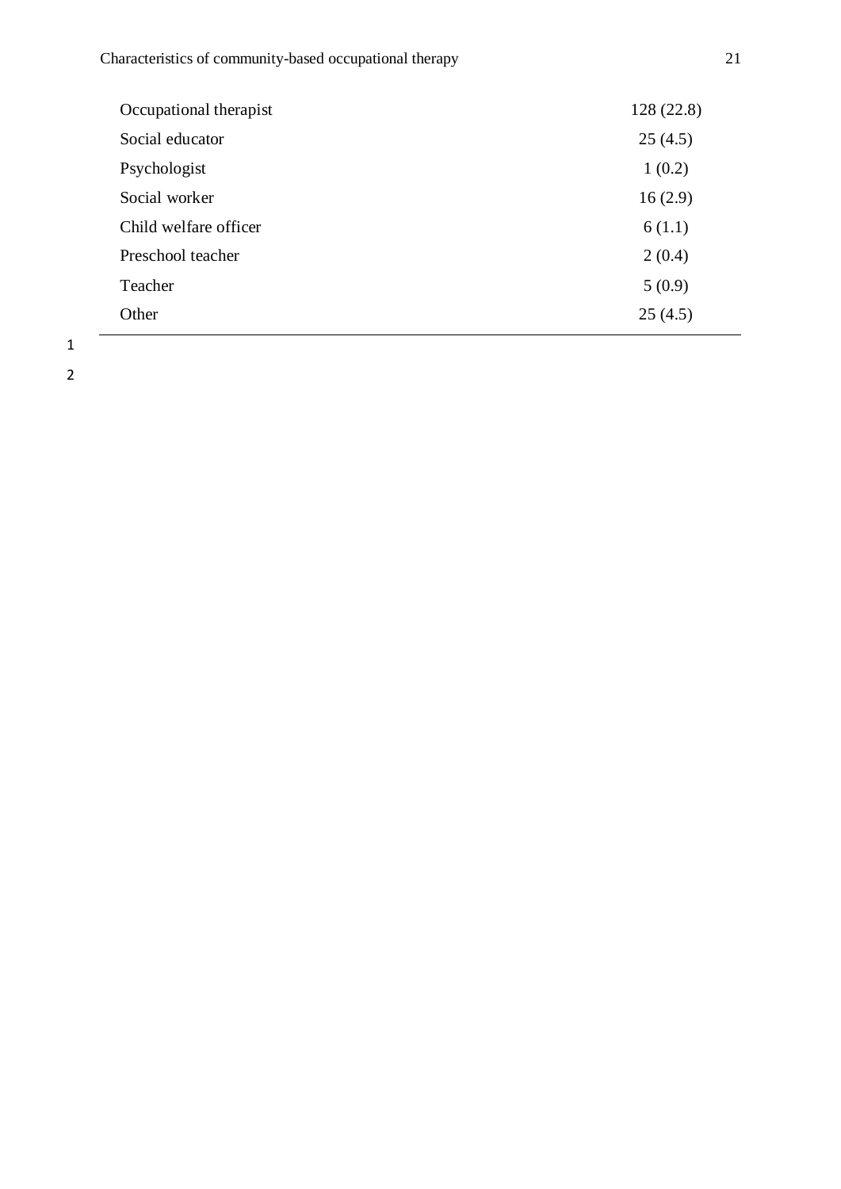| | |
|---|---|
| Occupational therapist | 128 (22.8) |
| Social educator | 25 (4.5) |
| Psychologist | 1 (0.2) |
| Social worker | 16 (2.9) |
| Child welfare officer | 6 (1.1) |
| Preschool teacher | 2 (0.4) |
| Teacher | 5 (0.9) |
| Other | 25 (4.5) |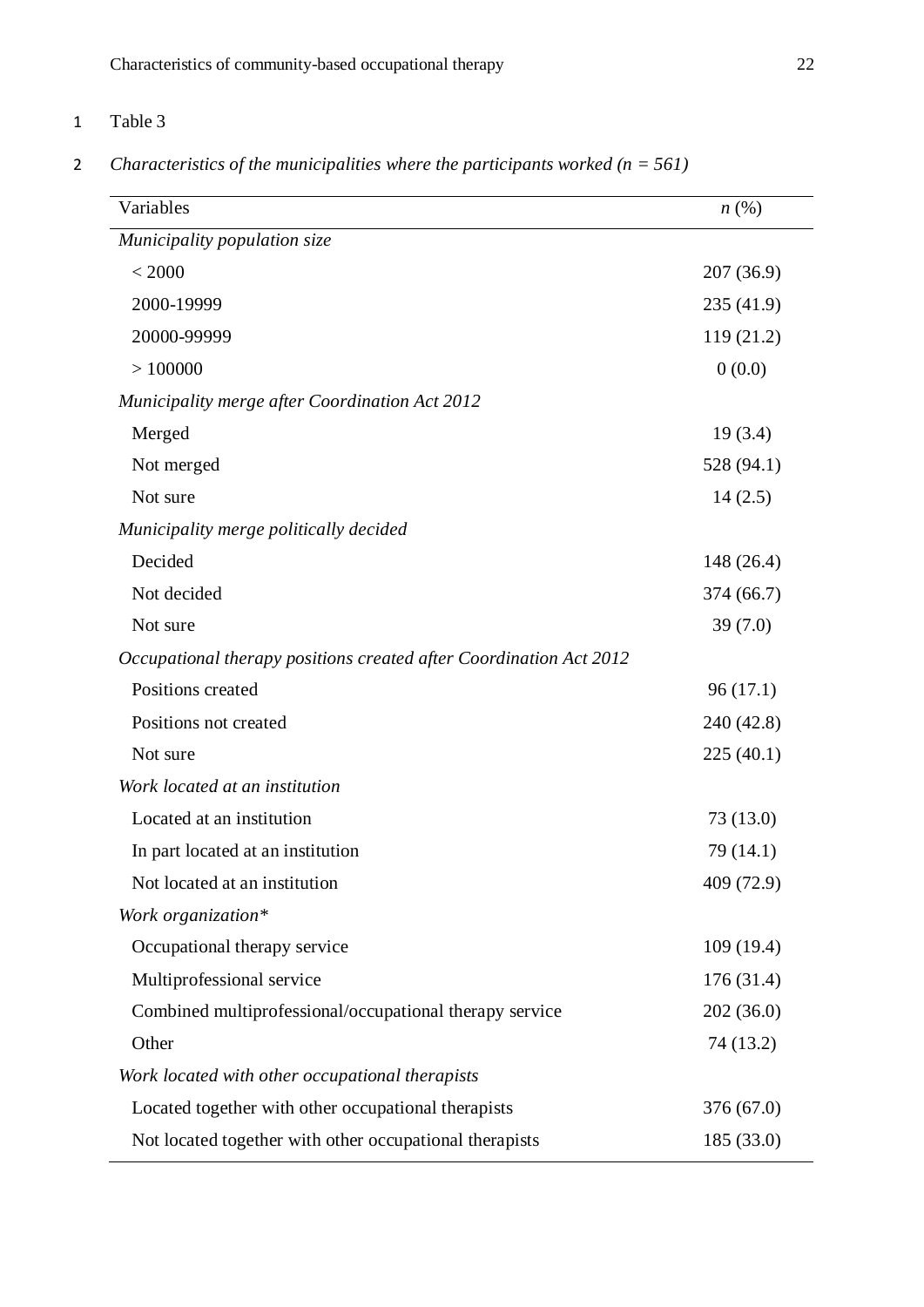Table 3

*Characteristics of the municipalities where the participants worked (n = 561)*

| Variables | *n* (%) |
|---|---|
| *Municipality population size* | |
| < 2000 | 207 (36.9) |
| 2000-19999 | 235 (41.9) |
| 20000-99999 | 119 (21.2) |
| > 100000 | 0 (0.0) |
| *Municipality merge after Coordination Act 2012* | |
| Merged | 19 (3.4) |
| Not merged | 528 (94.1) |
| Not sure | 14 (2.5) |
| *Municipality merge politically decided* | |
| Decided | 148 (26.4) |
| Not decided | 374 (66.7) |
| Not sure | 39 (7.0) |
| *Occupational therapy positions created after Coordination Act 2012* | |
| Positions created | 96 (17.1) |
| Positions not created | 240 (42.8) |
| Not sure | 225 (40.1) |
| *Work located at an institution* | |
| Located at an institution | 73 (13.0) |
| In part located at an institution | 79 (14.1) |
| Not located at an institution | 409 (72.9) |
| *Work organization** | |
| Occupational therapy service | 109 (19.4) |
| Multiprofessional service | 176 (31.4) |
| Combined multiprofessional/occupational therapy service | 202 (36.0) |
| Other | 74 (13.2) |
| *Work located with other occupational therapists* | |
| Located together with other occupational therapists | 376 (67.0) |
| Not located together with other occupational therapists | 185 (33.0) |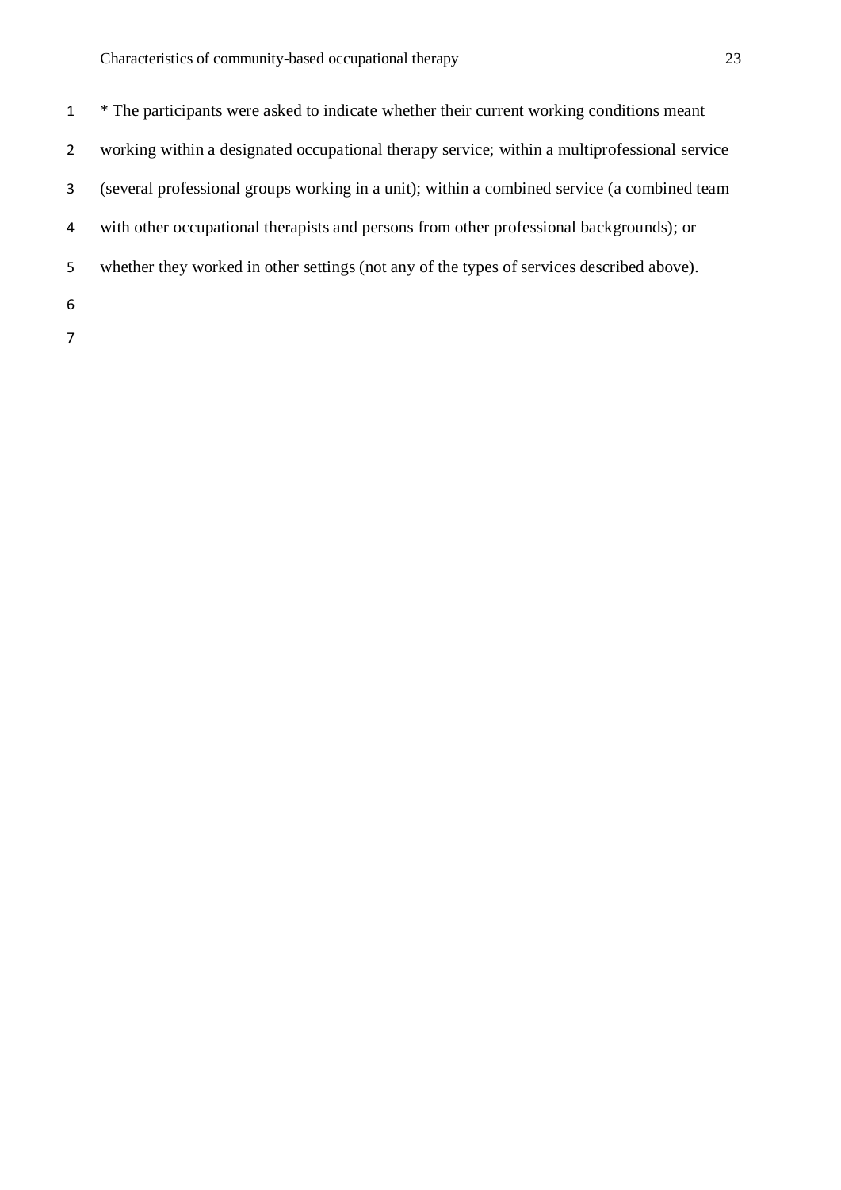* The participants were asked to indicate whether their current working conditions meant working within a designated occupational therapy service; within a multiprofessional service (several professional groups working in a unit); within a combined service (a combined team with other occupational therapists and persons from other professional backgrounds); or whether they worked in other settings (not any of the types of services described above).